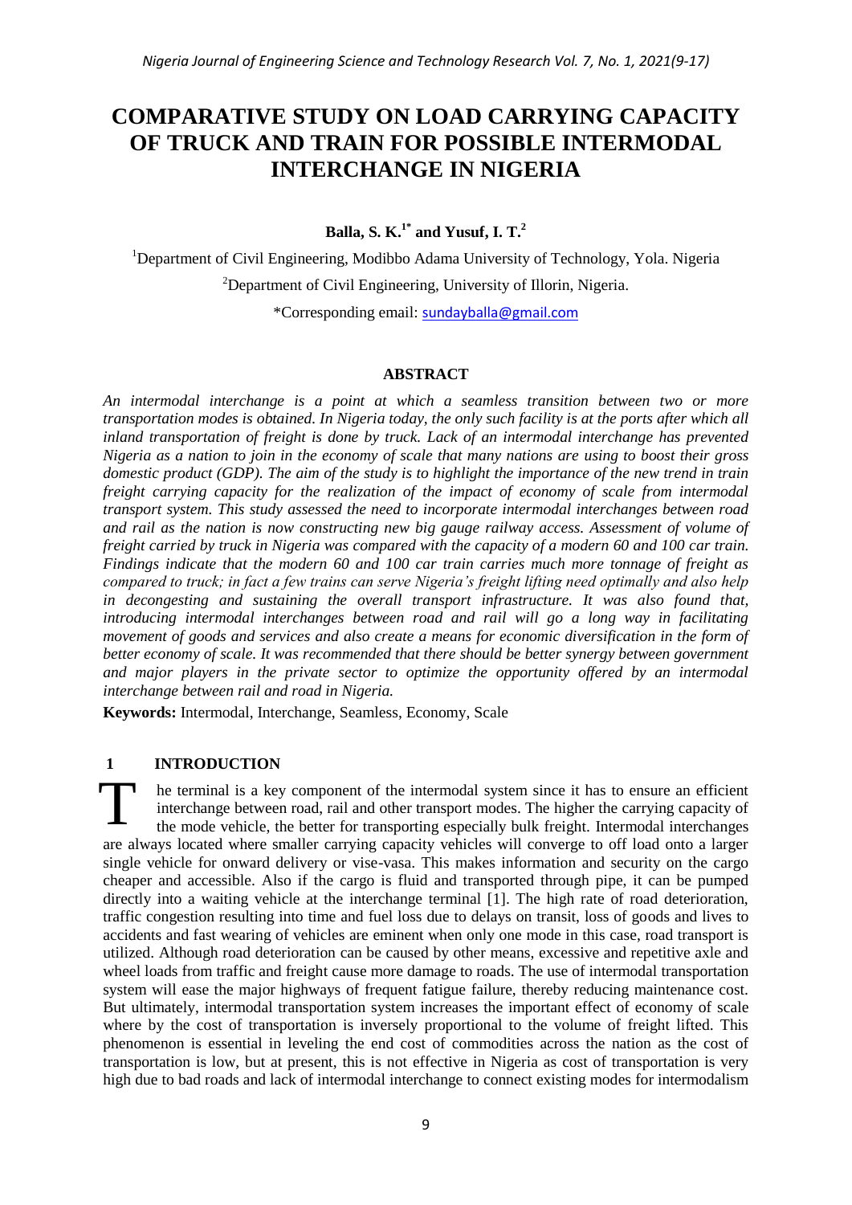# COMPARATIVE STUDY ON LOAD CARRYING CAPACITY OF TRUCK AND TRAIN FOR POSSIBLE INTERMODAL INTERCHANGE IN NIGERIA

**Balla, S. K.[1*] and Yusuf, I. T.[2]**

[1]Department of Civil Engineering, Modibbo Adama University of Technology, Yola. Nigeria

[2]Department of Civil Engineering, University of Illorin, Nigeria.

*Corresponding email: sundayballa@gmail.com

## ABSTRACT

*An intermodal interchange is a point at which a seamless transition between two or more transportation modes is obtained. In Nigeria today, the only such facility is at the ports after which all inland transportation of freight is done by truck. Lack of an intermodal interchange has prevented Nigeria as a nation to join in the economy of scale that many nations are using to boost their gross domestic product (GDP). The aim of the study is to highlight the importance of the new trend in train freight carrying capacity for the realization of the impact of economy of scale from intermodal transport system. This study assessed the need to incorporate intermodal interchanges between road and rail as the nation is now constructing new big gauge railway access. Assessment of volume of freight carried by truck in Nigeria was compared with the capacity of a modern 60 and 100 car train. Findings indicate that the modern 60 and 100 car train carries much more tonnage of freight as compared to truck; in fact a few trains can serve Nigeria's freight lifting need optimally and also help in decongesting and sustaining the overall transport infrastructure. It was also found that, introducing intermodal interchanges between road and rail will go a long way in facilitating movement of goods and services and also create a means for economic diversification in the form of better economy of scale. It was recommended that there should be better synergy between government and major players in the private sector to optimize the opportunity offered by an intermodal interchange between rail and road in Nigeria.*

**Keywords:** Intermodal, Interchange, Seamless, Economy, Scale

## 1 INTRODUCTION

The terminal is a key component of the intermodal system since it has to ensure an efficient interchange between road, rail and other transport modes. The higher the carrying capacity of the mode vehicle, the better for transporting especially bulk freight. Intermodal interchanges are always located where smaller carrying capacity vehicles will converge to off load onto a larger single vehicle for onward delivery or vise-vasa. This makes information and security on the cargo cheaper and accessible. Also if the cargo is fluid and transported through pipe, it can be pumped directly into a waiting vehicle at the interchange terminal [1]. The high rate of road deterioration, traffic congestion resulting into time and fuel loss due to delays on transit, loss of goods and lives to accidents and fast wearing of vehicles are eminent when only one mode in this case, road transport is utilized. Although road deterioration can be caused by other means, excessive and repetitive axle and wheel loads from traffic and freight cause more damage to roads. The use of intermodal transportation system will ease the major highways of frequent fatigue failure, thereby reducing maintenance cost. But ultimately, intermodal transportation system increases the important effect of economy of scale where by the cost of transportation is inversely proportional to the volume of freight lifted. This phenomenon is essential in leveling the end cost of commodities across the nation as the cost of transportation is low, but at present, this is not effective in Nigeria as cost of transportation is very high due to bad roads and lack of intermodal interchange to connect existing modes for intermodalism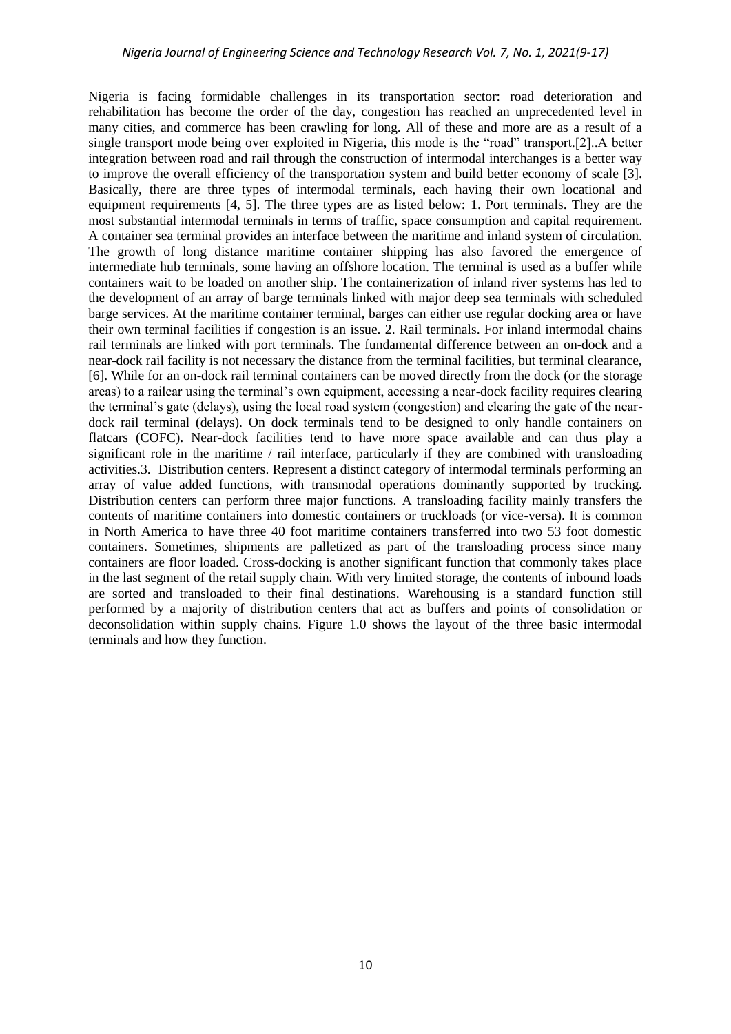Nigeria is facing formidable challenges in its transportation sector: road deterioration and rehabilitation has become the order of the day, congestion has reached an unprecedented level in many cities, and commerce has been crawling for long. All of these and more are as a result of a single transport mode being over exploited in Nigeria, this mode is the "road" transport.[2]..A better integration between road and rail through the construction of intermodal interchanges is a better way to improve the overall efficiency of the transportation system and build better economy of scale [3]. Basically, there are three types of intermodal terminals, each having their own locational and equipment requirements [4, 5]. The three types are as listed below: 1. Port terminals. They are the most substantial intermodal terminals in terms of traffic, space consumption and capital requirement. A container sea terminal provides an interface between the maritime and inland system of circulation. The growth of long distance maritime container shipping has also favored the emergence of intermediate hub terminals, some having an offshore location. The terminal is used as a buffer while containers wait to be loaded on another ship. The containerization of inland river systems has led to the development of an array of barge terminals linked with major deep sea terminals with scheduled barge services. At the maritime container terminal, barges can either use regular docking area or have their own terminal facilities if congestion is an issue. 2. Rail terminals. For inland intermodal chains rail terminals are linked with port terminals. The fundamental difference between an on-dock and a near-dock rail facility is not necessary the distance from the terminal facilities, but terminal clearance, [6]. While for an on-dock rail terminal containers can be moved directly from the dock (or the storage areas) to a railcar using the terminal's own equipment, accessing a near-dock facility requires clearing the terminal's gate (delays), using the local road system (congestion) and clearing the gate of the near-dock rail terminal (delays). On dock terminals tend to be designed to only handle containers on flatcars (COFC). Near-dock facilities tend to have more space available and can thus play a significant role in the maritime / rail interface, particularly if they are combined with transloading activities.3. Distribution centers. Represent a distinct category of intermodal terminals performing an array of value added functions, with transmodal operations dominantly supported by trucking. Distribution centers can perform three major functions. A transloading facility mainly transfers the contents of maritime containers into domestic containers or truckloads (or vice-versa). It is common in North America to have three 40 foot maritime containers transferred into two 53 foot domestic containers. Sometimes, shipments are palletized as part of the transloading process since many containers are floor loaded. Cross-docking is another significant function that commonly takes place in the last segment of the retail supply chain. With very limited storage, the contents of inbound loads are sorted and transloaded to their final destinations. Warehousing is a standard function still performed by a majority of distribution centers that act as buffers and points of consolidation or deconsolidation within supply chains. Figure 1.0 shows the layout of the three basic intermodal terminals and how they function.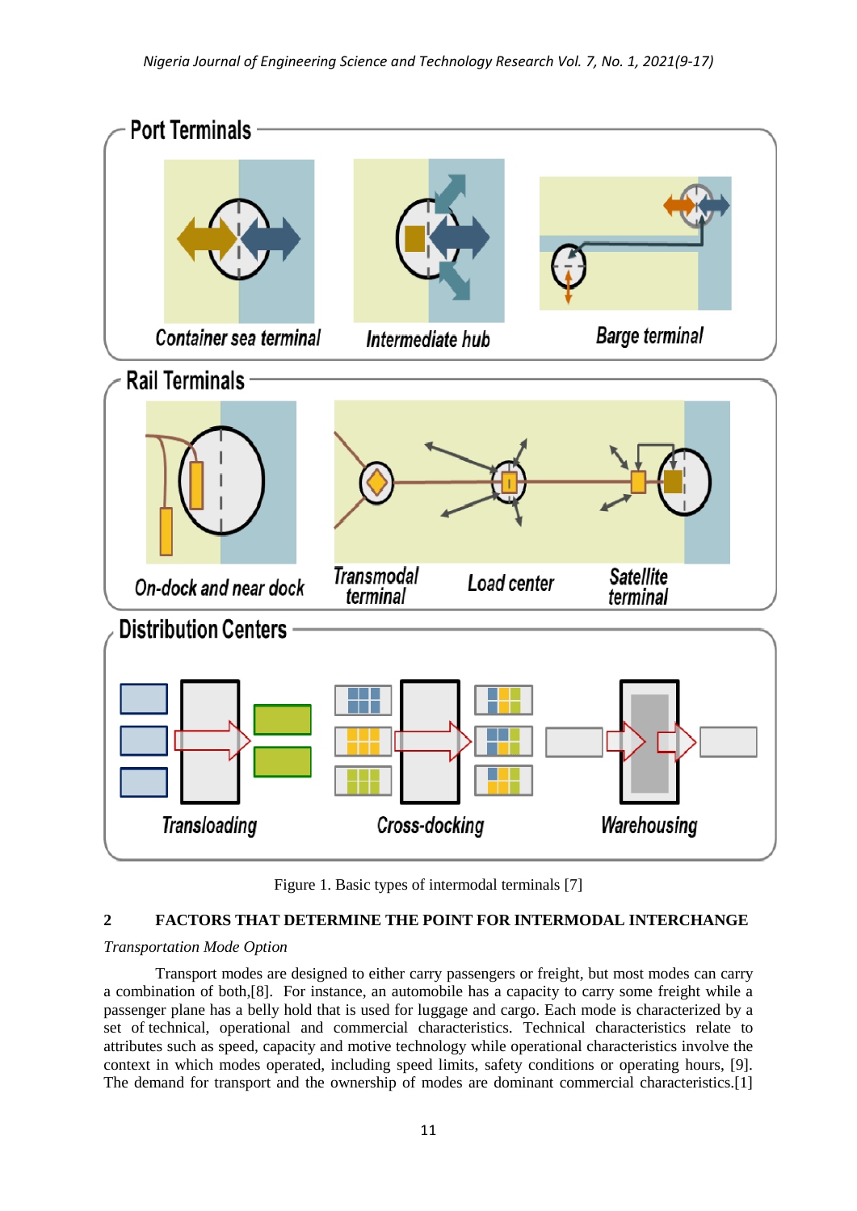Figure 1. Basic types of intermodal terminals [7]

## 2 FACTORS THAT DETERMINE THE POINT FOR INTERMODAL INTERCHANGE

*Transportation Mode Option*

Transport modes are designed to either carry passengers or freight, but most modes can carry a combination of both,[8]. For instance, an automobile has a capacity to carry some freight while a passenger plane has a belly hold that is used for luggage and cargo. Each mode is characterized by a set of technical, operational and commercial characteristics. Technical characteristics relate to attributes such as speed, capacity and motive technology while operational characteristics involve the context in which modes operated, including speed limits, safety conditions or operating hours, [9]. The demand for transport and the ownership of modes are dominant commercial characteristics.[1]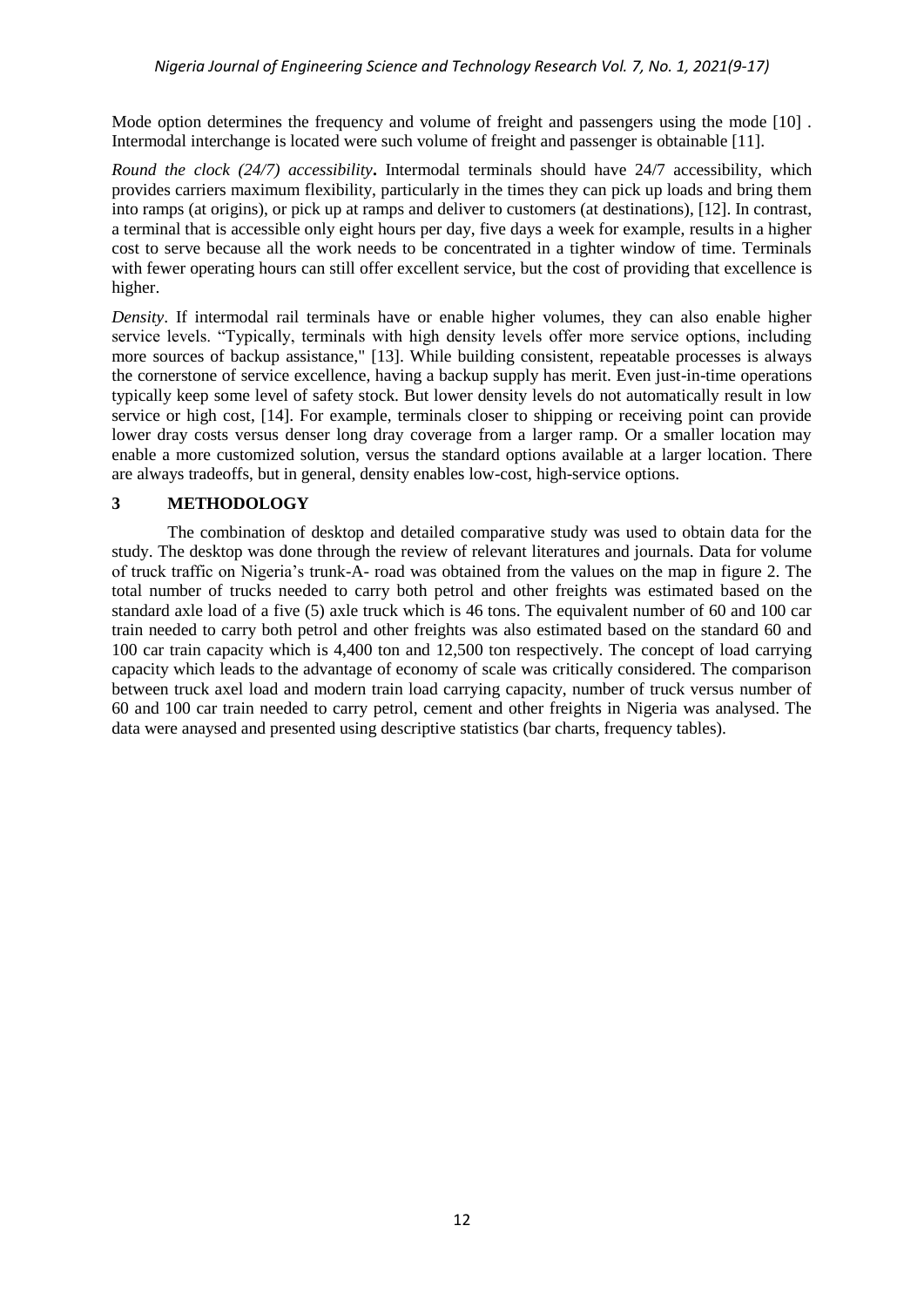Mode option determines the frequency and volume of freight and passengers using the mode [10] . Intermodal interchange is located were such volume of freight and passenger is obtainable [11].

*Round the clock (24/7) accessibility***.** Intermodal terminals should have 24/7 accessibility, which provides carriers maximum flexibility, particularly in the times they can pick up loads and bring them into ramps (at origins), or pick up at ramps and deliver to customers (at destinations), [12]. In contrast, a terminal that is accessible only eight hours per day, five days a week for example, results in a higher cost to serve because all the work needs to be concentrated in a tighter window of time. Terminals with fewer operating hours can still offer excellent service, but the cost of providing that excellence is higher.

*Density*. If intermodal rail terminals have or enable higher volumes, they can also enable higher service levels. "Typically, terminals with high density levels offer more service options, including more sources of backup assistance," [13]. While building consistent, repeatable processes is always the cornerstone of service excellence, having a backup supply has merit. Even just-in-time operations typically keep some level of safety stock. But lower density levels do not automatically result in low service or high cost, [14]. For example, terminals closer to shipping or receiving point can provide lower dray costs versus denser long dray coverage from a larger ramp. Or a smaller location may enable a more customized solution, versus the standard options available at a larger location. There are always tradeoffs, but in general, density enables low-cost, high-service options.

## 3 METHODOLOGY

The combination of desktop and detailed comparative study was used to obtain data for the study. The desktop was done through the review of relevant literatures and journals. Data for volume of truck traffic on Nigeria's trunk-A- road was obtained from the values on the map in figure 2. The total number of trucks needed to carry both petrol and other freights was estimated based on the standard axle load of a five (5) axle truck which is 46 tons. The equivalent number of 60 and 100 car train needed to carry both petrol and other freights was also estimated based on the standard 60 and 100 car train capacity which is 4,400 ton and 12,500 ton respectively. The concept of load carrying capacity which leads to the advantage of economy of scale was critically considered. The comparison between truck axel load and modern train load carrying capacity, number of truck versus number of 60 and 100 car train needed to carry petrol, cement and other freights in Nigeria was analysed. The data were anaysed and presented using descriptive statistics (bar charts, frequency tables).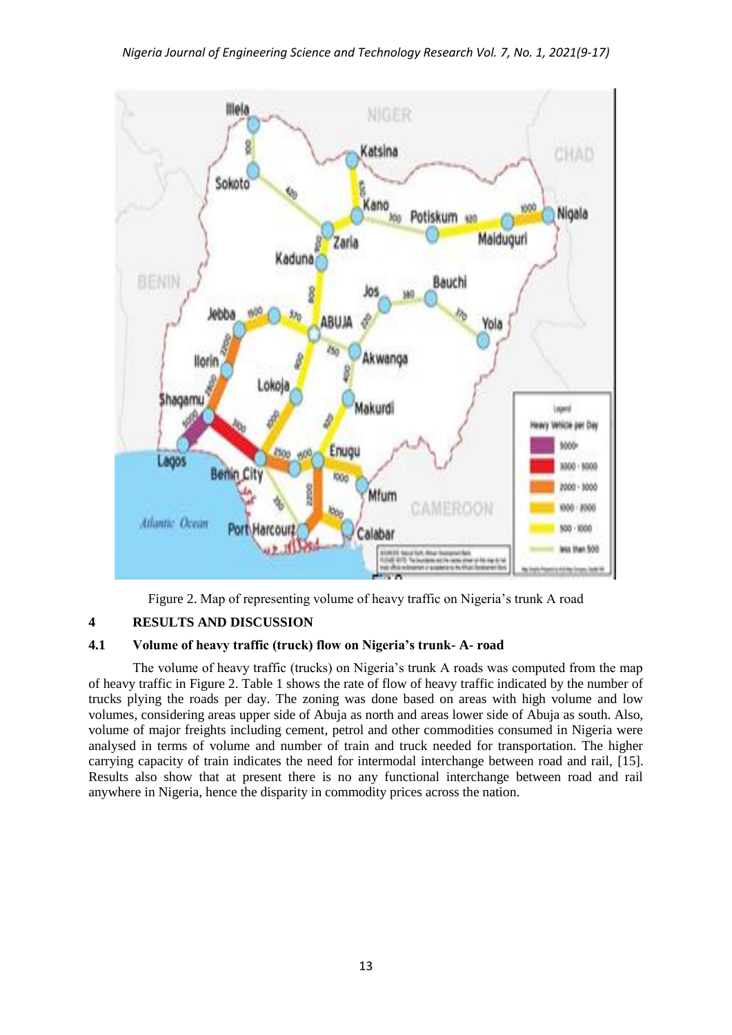Figure 2. Map of representing volume of heavy traffic on Nigeria's trunk A road

## 4 RESULTS AND DISCUSSION

### 4.1 Volume of heavy traffic (truck) flow on Nigeria's trunk- A- road

The volume of heavy traffic (trucks) on Nigeria's trunk A roads was computed from the map of heavy traffic in Figure 2. Table 1 shows the rate of flow of heavy traffic indicated by the number of trucks plying the roads per day. The zoning was done based on areas with high volume and low volumes, considering areas upper side of Abuja as north and areas lower side of Abuja as south. Also, volume of major freights including cement, petrol and other commodities consumed in Nigeria were analysed in terms of volume and number of train and truck needed for transportation. The higher carrying capacity of train indicates the need for intermodal interchange between road and rail, [15]. Results also show that at present there is no any functional interchange between road and rail anywhere in Nigeria, hence the disparity in commodity prices across the nation.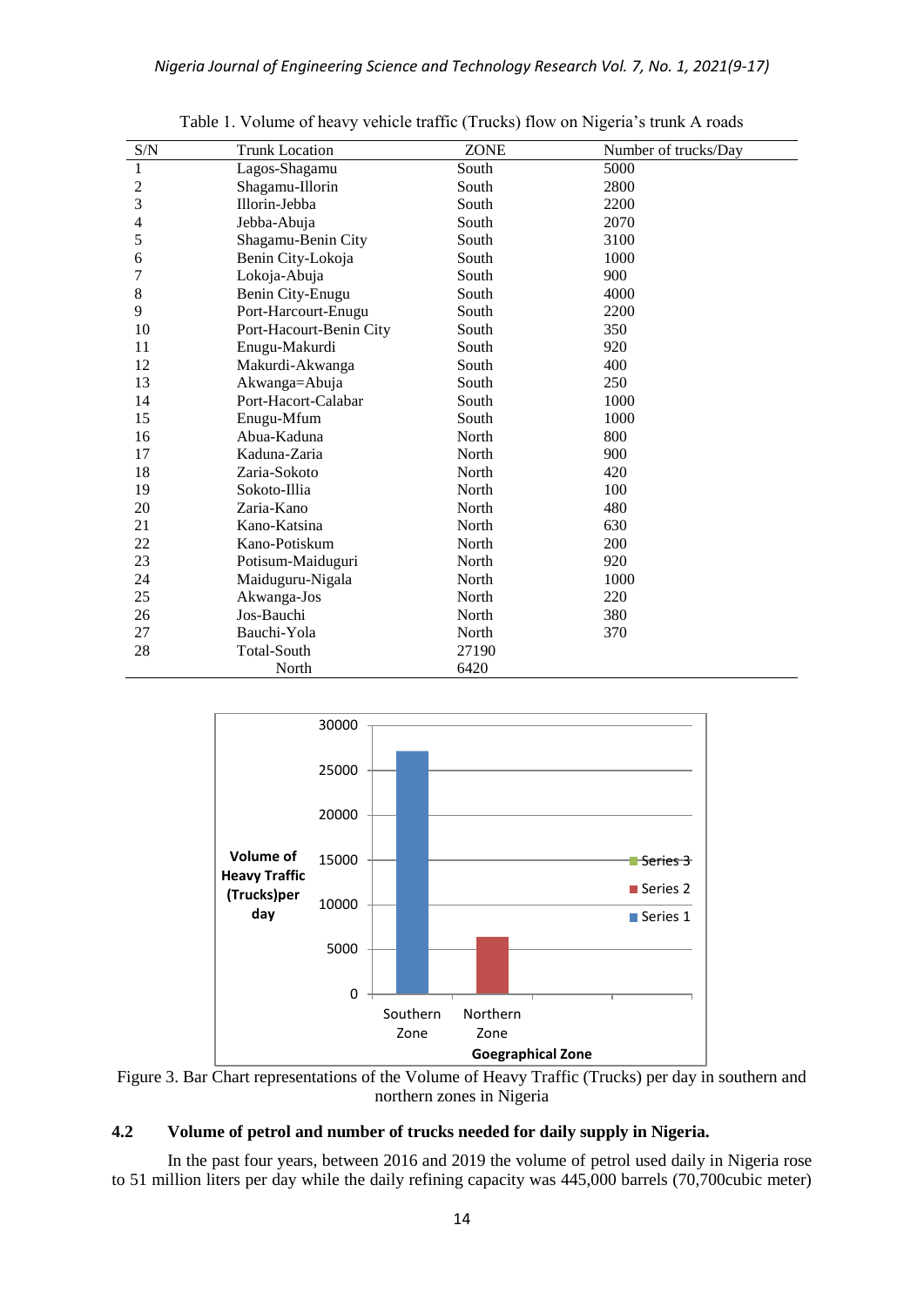Table 1. Volume of heavy vehicle traffic (Trucks) flow on Nigeria's trunk A roads

| S/N | Trunk Location | ZONE | Number of trucks/Day |
|---|---|---|---|
| 1 | Lagos-Shagamu | South | 5000 |
| 2 | Shagamu-Illorin | South | 2800 |
| 3 | Illorin-Jebba | South | 2200 |
| 4 | Jebba-Abuja | South | 2070 |
| 5 | Shagamu-Benin City | South | 3100 |
| 6 | Benin City-Lokoja | South | 1000 |
| 7 | Lokoja-Abuja | South | 900 |
| 8 | Benin City-Enugu | South | 4000 |
| 9 | Port-Harcourt-Enugu | South | 2200 |
| 10 | Port-Hacourt-Benin City | South | 350 |
| 11 | Enugu-Makurdi | South | 920 |
| 12 | Makurdi-Akwanga | South | 400 |
| 13 | Akwanga=Abuja | South | 250 |
| 14 | Port-Hacort-Calabar | South | 1000 |
| 15 | Enugu-Mfum | South | 1000 |
| 16 | Abua-Kaduna | North | 800 |
| 17 | Kaduna-Zaria | North | 900 |
| 18 | Zaria-Sokoto | North | 420 |
| 19 | Sokoto-Illia | North | 100 |
| 20 | Zaria-Kano | North | 480 |
| 21 | Kano-Katsina | North | 630 |
| 22 | Kano-Potiskum | North | 200 |
| 23 | Potisum-Maiduguri | North | 920 |
| 24 | Maiduguru-Nigala | North | 1000 |
| 25 | Akwanga-Jos | North | 220 |
| 26 | Jos-Bauchi | North | 380 |
| 27 | Bauchi-Yola | North | 370 |
| 28 | Total-South | 27190 | |
| | North | 6420 | |

Figure 3. Bar Chart representations of the Volume of Heavy Traffic (Trucks) per day in southern and northern zones in Nigeria

## 4.2 Volume of petrol and number of trucks needed for daily supply in Nigeria.

In the past four years, between 2016 and 2019 the volume of petrol used daily in Nigeria rose to 51 million liters per day while the daily refining capacity was 445,000 barrels (70,700cubic meter)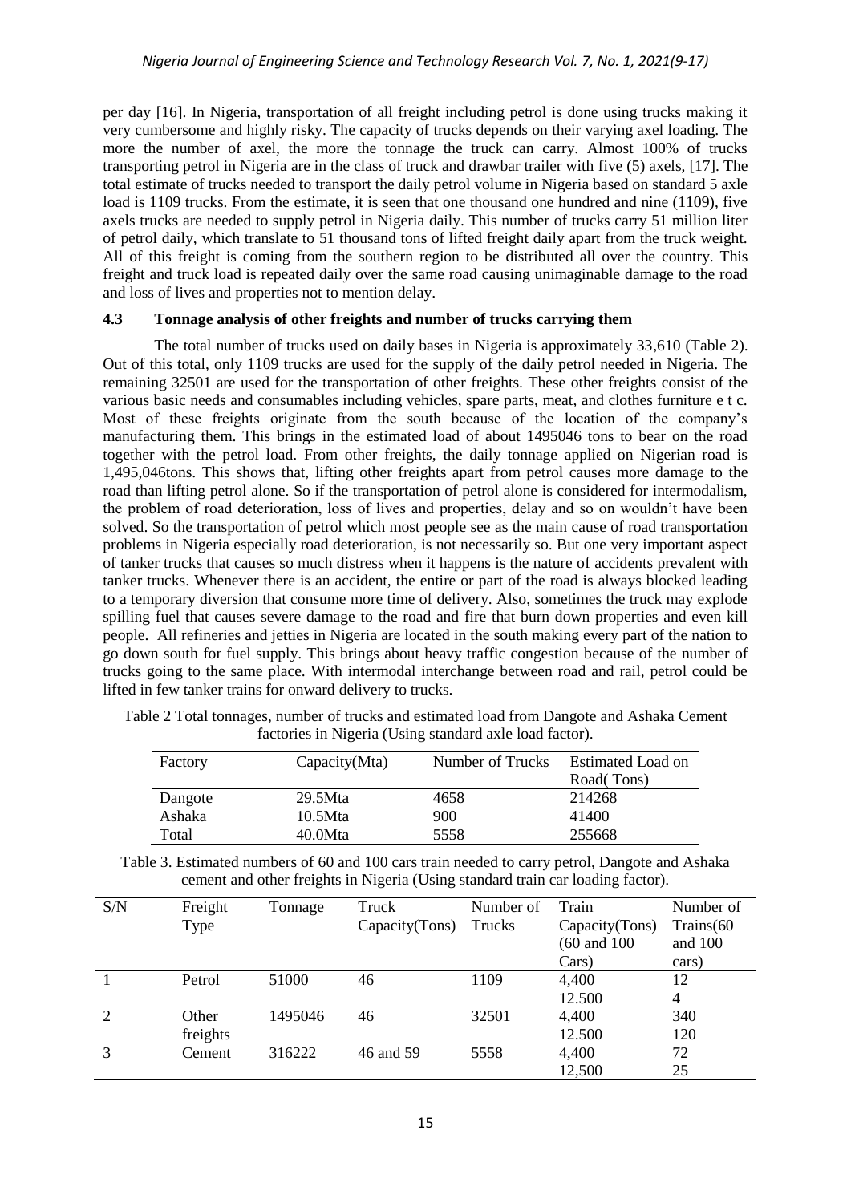per day [16]. In Nigeria, transportation of all freight including petrol is done using trucks making it very cumbersome and highly risky. The capacity of trucks depends on their varying axel loading. The more the number of axel, the more the tonnage the truck can carry. Almost 100% of trucks transporting petrol in Nigeria are in the class of truck and drawbar trailer with five (5) axels, [17]. The total estimate of trucks needed to transport the daily petrol volume in Nigeria based on standard 5 axle load is 1109 trucks. From the estimate, it is seen that one thousand one hundred and nine (1109), five axels trucks are needed to supply petrol in Nigeria daily. This number of trucks carry 51 million liter of petrol daily, which translate to 51 thousand tons of lifted freight daily apart from the truck weight. All of this freight is coming from the southern region to be distributed all over the country. This freight and truck load is repeated daily over the same road causing unimaginable damage to the road and loss of lives and properties not to mention delay.

### 4.3 Tonnage analysis of other freights and number of trucks carrying them

The total number of trucks used on daily bases in Nigeria is approximately 33,610 (Table 2). Out of this total, only 1109 trucks are used for the supply of the daily petrol needed in Nigeria. The remaining 32501 are used for the transportation of other freights. These other freights consist of the various basic needs and consumables including vehicles, spare parts, meat, and clothes furniture e t c. Most of these freights originate from the south because of the location of the company's manufacturing them. This brings in the estimated load of about 1495046 tons to bear on the road together with the petrol load. From other freights, the daily tonnage applied on Nigerian road is 1,495,046tons. This shows that, lifting other freights apart from petrol causes more damage to the road than lifting petrol alone. So if the transportation of petrol alone is considered for intermodalism, the problem of road deterioration, loss of lives and properties, delay and so on wouldn't have been solved. So the transportation of petrol which most people see as the main cause of road transportation problems in Nigeria especially road deterioration, is not necessarily so. But one very important aspect of tanker trucks that causes so much distress when it happens is the nature of accidents prevalent with tanker trucks. Whenever there is an accident, the entire or part of the road is always blocked leading to a temporary diversion that consume more time of delivery. Also, sometimes the truck may explode spilling fuel that causes severe damage to the road and fire that burn down properties and even kill people. All refineries and jetties in Nigeria are located in the south making every part of the nation to go down south for fuel supply. This brings about heavy traffic congestion because of the number of trucks going to the same place. With intermodal interchange between road and rail, petrol could be lifted in few tanker trains for onward delivery to trucks.

Table 2 Total tonnages, number of trucks and estimated load from Dangote and Ashaka Cement factories in Nigeria (Using standard axle load factor).

| Factory | Capacity(Mta) | Number of Trucks | Estimated Load on Road( Tons) |
|---|---|---|---|
| Dangote | 29.5Mta | 4658 | 214268 |
| Ashaka | 10.5Mta | 900 | 41400 |
| Total | 40.0Mta | 5558 | 255668 |

Table 3. Estimated numbers of 60 and 100 cars train needed to carry petrol, Dangote and Ashaka cement and other freights in Nigeria (Using standard train car loading factor).

| S/N | Freight Type | Tonnage | Truck Capacity(Tons) | Number of Trucks | Train Capacity(Tons) (60 and 100 Cars) | Number of Trains(60 and 100 cars) |
|---|---|---|---|---|---|---|
| 1 | Petrol | 51000 | 46 | 1109 | 4,400<br>12.500 | 12<br>4 |
| 2 | Other freights | 1495046 | 46 | 32501 | 4,400<br>12.500 | 340<br>120 |
| 3 | Cement | 316222 | 46 and 59 | 5558 | 4,400<br>12,500 | 72<br>25 |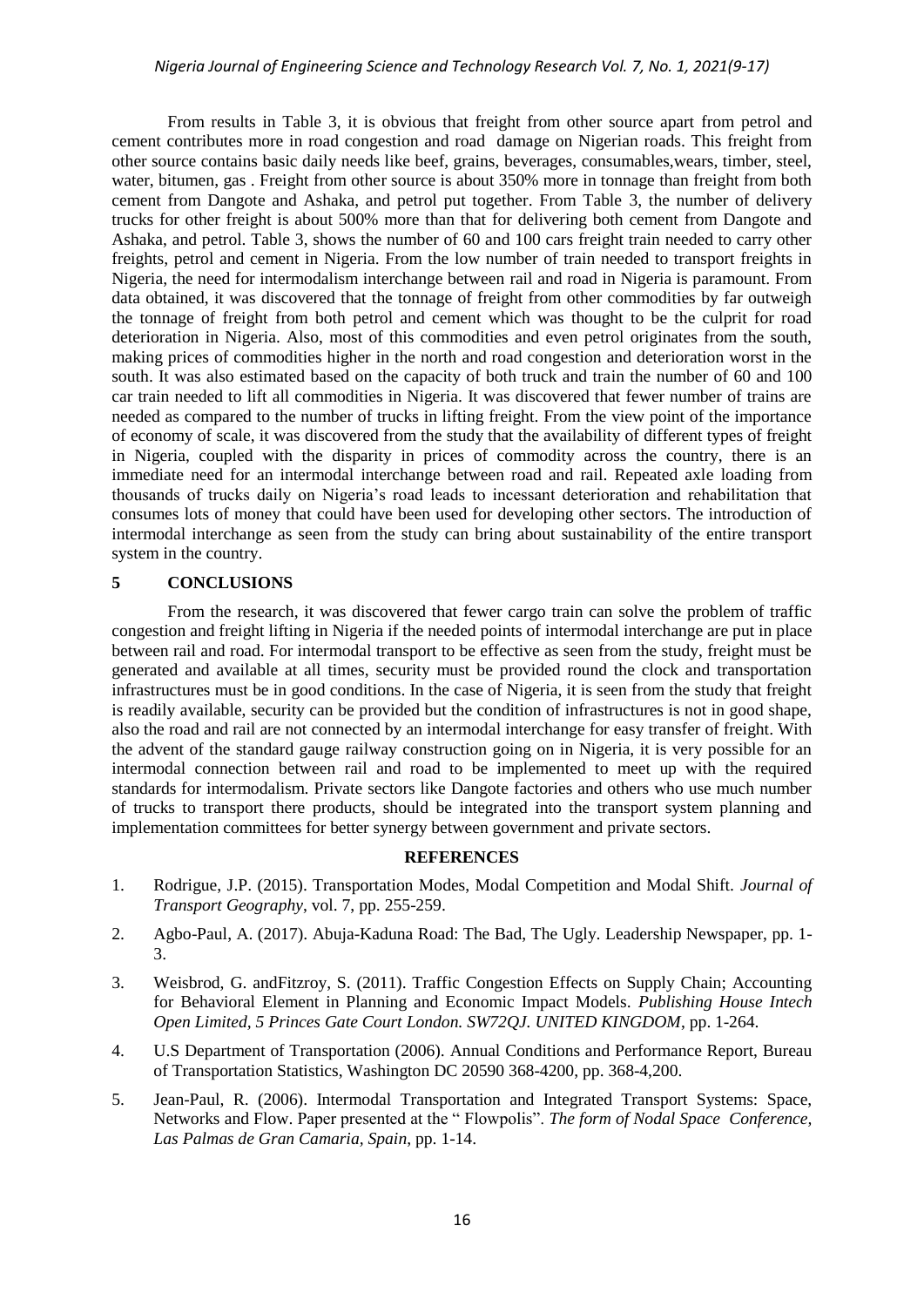From results in Table 3, it is obvious that freight from other source apart from petrol and cement contributes more in road congestion and road damage on Nigerian roads. This freight from other source contains basic daily needs like beef, grains, beverages, consumables,wears, timber, steel, water, bitumen, gas . Freight from other source is about 350% more in tonnage than freight from both cement from Dangote and Ashaka, and petrol put together. From Table 3, the number of delivery trucks for other freight is about 500% more than that for delivering both cement from Dangote and Ashaka, and petrol. Table 3, shows the number of 60 and 100 cars freight train needed to carry other freights, petrol and cement in Nigeria. From the low number of train needed to transport freights in Nigeria, the need for intermodalism interchange between rail and road in Nigeria is paramount. From data obtained, it was discovered that the tonnage of freight from other commodities by far outweigh the tonnage of freight from both petrol and cement which was thought to be the culprit for road deterioration in Nigeria. Also, most of this commodities and even petrol originates from the south, making prices of commodities higher in the north and road congestion and deterioration worst in the south. It was also estimated based on the capacity of both truck and train the number of 60 and 100 car train needed to lift all commodities in Nigeria. It was discovered that fewer number of trains are needed as compared to the number of trucks in lifting freight. From the view point of the importance of economy of scale, it was discovered from the study that the availability of different types of freight in Nigeria, coupled with the disparity in prices of commodity across the country, there is an immediate need for an intermodal interchange between road and rail. Repeated axle loading from thousands of trucks daily on Nigeria's road leads to incessant deterioration and rehabilitation that consumes lots of money that could have been used for developing other sectors. The introduction of intermodal interchange as seen from the study can bring about sustainability of the entire transport system in the country.

## 5 CONCLUSIONS

From the research, it was discovered that fewer cargo train can solve the problem of traffic congestion and freight lifting in Nigeria if the needed points of intermodal interchange are put in place between rail and road. For intermodal transport to be effective as seen from the study, freight must be generated and available at all times, security must be provided round the clock and transportation infrastructures must be in good conditions. In the case of Nigeria, it is seen from the study that freight is readily available, security can be provided but the condition of infrastructures is not in good shape, also the road and rail are not connected by an intermodal interchange for easy transfer of freight. With the advent of the standard gauge railway construction going on in Nigeria, it is very possible for an intermodal connection between rail and road to be implemented to meet up with the required standards for intermodalism. Private sectors like Dangote factories and others who use much number of trucks to transport there products, should be integrated into the transport system planning and implementation committees for better synergy between government and private sectors.

## REFERENCES

1. Rodrigue, J.P. (2015). Transportation Modes, Modal Competition and Modal Shift. *Journal of Transport Geography*, vol. 7, pp. 255-259.
2. Agbo-Paul, A. (2017). Abuja-Kaduna Road: The Bad, The Ugly. Leadership Newspaper, pp. 1-3.
3. Weisbrod, G. andFitzroy, S. (2011). Traffic Congestion Effects on Supply Chain; Accounting for Behavioral Element in Planning and Economic Impact Models. *Publishing House Intech Open Limited, 5 Princes Gate Court London. SW72QJ. UNITED KINGDOM*, pp. 1-264.
4. U.S Department of Transportation (2006). Annual Conditions and Performance Report, Bureau of Transportation Statistics, Washington DC 20590 368-4200, pp. 368-4,200.
5. Jean-Paul, R. (2006). Intermodal Transportation and Integrated Transport Systems: Space, Networks and Flow. Paper presented at the " Flowpolis". *The form of Nodal Space Conference, Las Palmas de Gran Camaria, Spain*, pp. 1-14.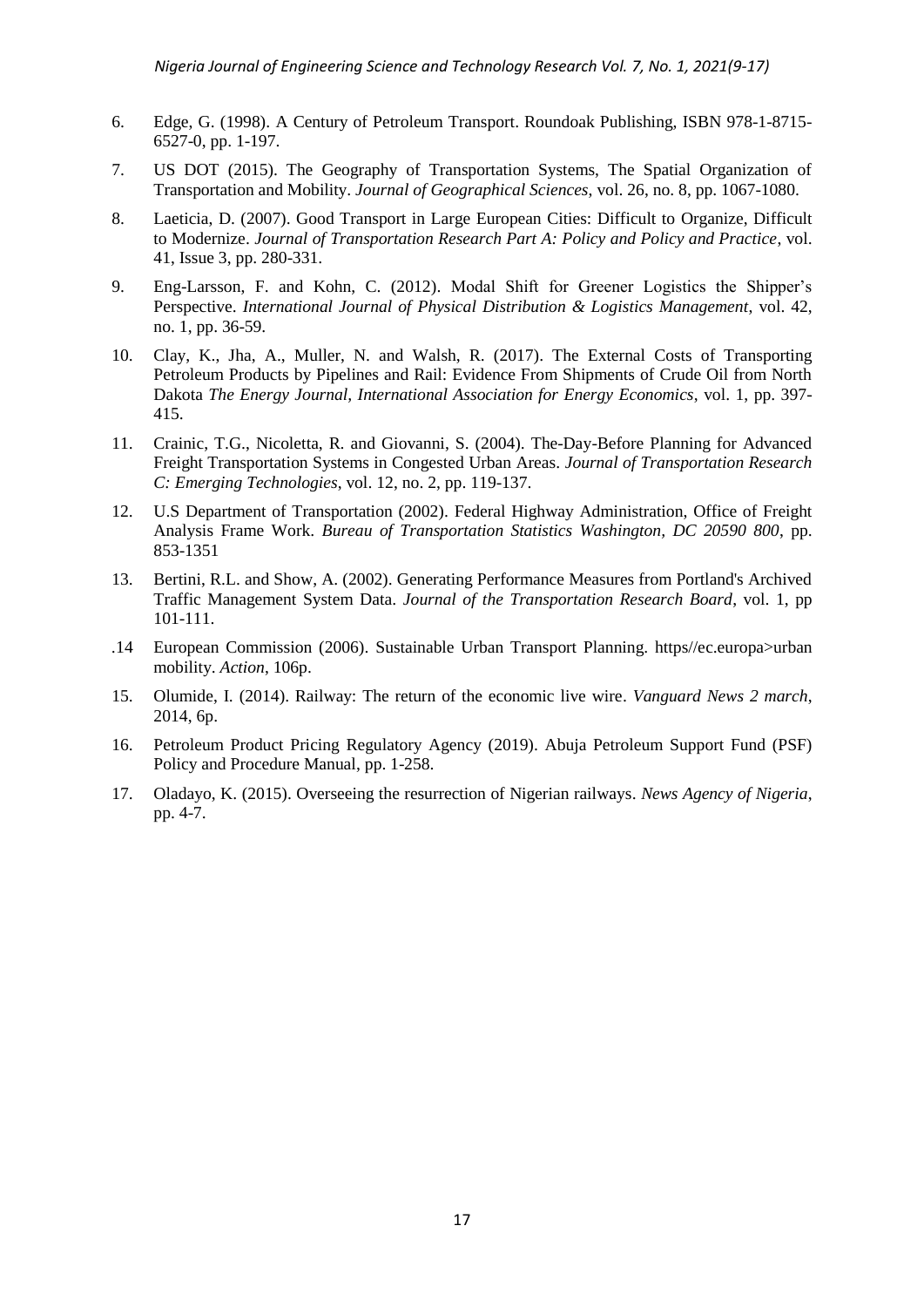6. Edge, G. (1998). A Century of Petroleum Transport. Roundoak Publishing, ISBN 978-1-8715-6527-0, pp. 1-197.

7. US DOT (2015). The Geography of Transportation Systems, The Spatial Organization of Transportation and Mobility. *Journal of Geographical Sciences*, vol. 26, no. 8, pp. 1067-1080.

8. Laeticia, D. (2007). Good Transport in Large European Cities: Difficult to Organize, Difficult to Modernize. *Journal of Transportation Research Part A: Policy and Policy and Practice*, vol. 41, Issue 3, pp. 280-331.

9. Eng-Larsson, F. and Kohn, C. (2012). Modal Shift for Greener Logistics the Shipper's Perspective. *International Journal of Physical Distribution & Logistics Management*, vol. 42, no. 1, pp. 36-59.

10. Clay, K., Jha, A., Muller, N. and Walsh, R. (2017). The External Costs of Transporting Petroleum Products by Pipelines and Rail: Evidence From Shipments of Crude Oil from North Dakota *The Energy Journal, International Association for Energy Economics*, vol. 1, pp. 397-415.

11. Crainic, T.G., Nicoletta, R. and Giovanni, S. (2004). The-Day-Before Planning for Advanced Freight Transportation Systems in Congested Urban Areas. *Journal of Transportation Research C: Emerging Technologies*, vol. 12, no. 2, pp. 119-137.

12. U.S Department of Transportation (2002). Federal Highway Administration, Office of Freight Analysis Frame Work. *Bureau of Transportation Statistics Washington, DC 20590 800*, pp. 853-1351

13. Bertini, R.L. and Show, A. (2002). Generating Performance Measures from Portland's Archived Traffic Management System Data. *Journal of the Transportation Research Board*, vol. 1, pp 101-111.

.14 European Commission (2006). Sustainable Urban Transport Planning. https//ec.europa>urban mobility. *Action*, 106p.

15. Olumide, I. (2014). Railway: The return of the economic live wire. *Vanguard News 2 march*, 2014, 6p.

16. Petroleum Product Pricing Regulatory Agency (2019). Abuja Petroleum Support Fund (PSF) Policy and Procedure Manual, pp. 1-258.

17. Oladayo, K. (2015). Overseeing the resurrection of Nigerian railways. *News Agency of Nigeria*, pp. 4-7.